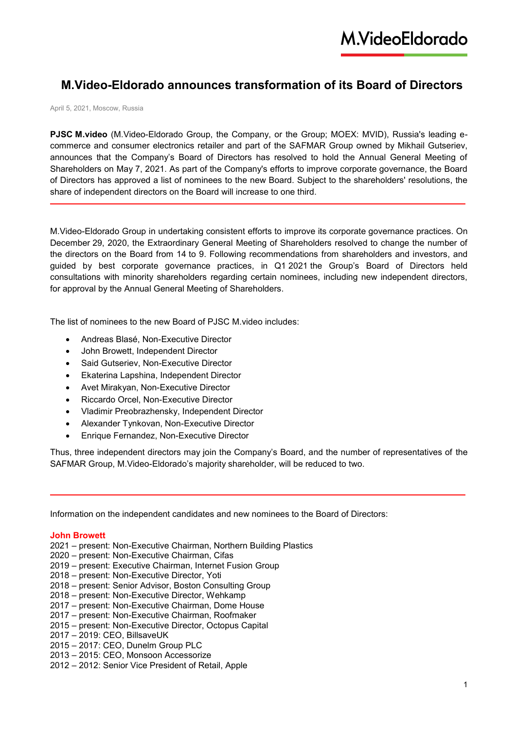# M.Video-Eldorado announces transformation of its Board of Directors

April 5, 2021, Moscow, Russia

**PJSC M.video** (M.Video-Eldorado Group, the Company, or the Group; MOEX: MVID), Russia's leading e-commerce and consumer electronics retailer and part of the SAFMAR Group owned by Mikhail Gutseriev, announces that the Company's Board of Directors has resolved to hold the Annual General Meeting of Shareholders on May 7, 2021. As part of the Company's efforts to improve corporate governance, the Board of Directors has approved a list of nominees to the new Board. Subject to the shareholders' resolutions, the share of independent directors on the Board will increase to one third.

---

M.Video-Eldorado Group in undertaking consistent efforts to improve its corporate governance practices. On December 29, 2020, the Extraordinary General Meeting of Shareholders resolved to change the number of the directors on the Board from 14 to 9. Following recommendations from shareholders and investors, and guided by best corporate governance practices, in Q1 2021 the Group's Board of Directors held consultations with minority shareholders regarding certain nominees, including new independent directors, for approval by the Annual General Meeting of Shareholders.

The list of nominees to the new Board of PJSC M.video includes:

- Andreas Blasé, Non-Executive Director
- John Browett, Independent Director
- Said Gutseriev, Non-Executive Director
- Ekaterina Lapshina, Independent Director
- Avet Mirakyan, Non-Executive Director
- Riccardo Orcel, Non-Executive Director
- Vladimir Preobrazhensky, Independent Director
- Alexander Tynkovan, Non-Executive Director
- Enrique Fernandez, Non-Executive Director

Thus, three independent directors may join the Company's Board, and the number of representatives of the SAFMAR Group, M.Video-Eldorado's majority shareholder, will be reduced to two.

---

Information on the independent candidates and new nominees to the Board of Directors:

**John Browett**

2021 – present: Non-Executive Chairman, Northern Building Plastics
2020 – present: Non-Executive Chairman, Cifas
2019 – present: Executive Chairman, Internet Fusion Group
2018 – present: Non-Executive Director, Yoti
2018 – present: Senior Advisor, Boston Consulting Group
2018 – present: Non-Executive Director, Wehkamp
2017 – present: Non-Executive Chairman, Dome House
2017 – present: Non-Executive Chairman, Roofmaker
2015 – present: Non-Executive Director, Octopus Capital
2017 – 2019: CEO, BillsaveUK
2015 – 2017: CEO, Dunelm Group PLC
2013 – 2015: CEO, Monsoon Accessorize
2012 – 2012: Senior Vice President of Retail, Apple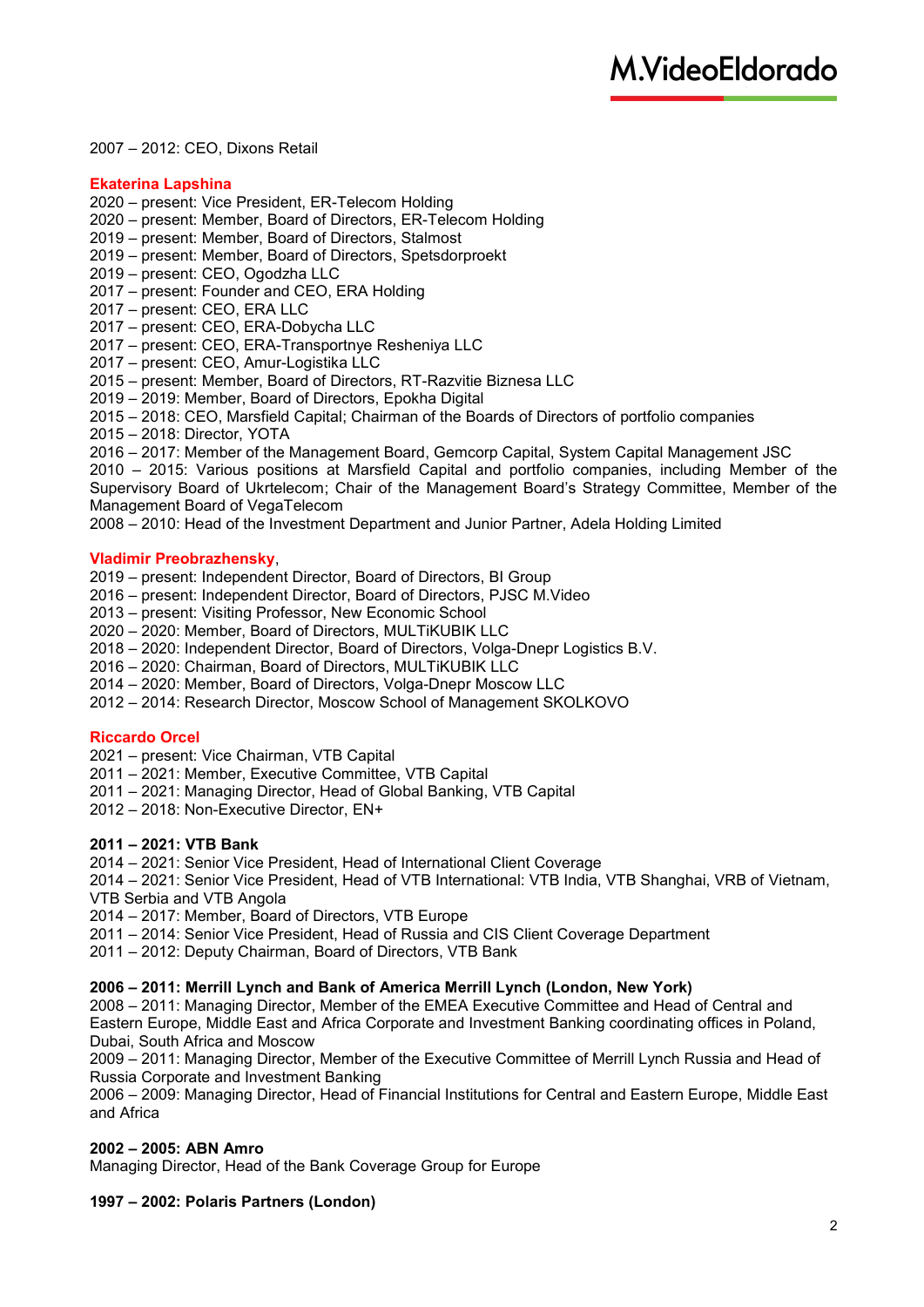2007 – 2012: CEO, Dixons Retail

**Ekaterina Lapshina**

2020 – present: Vice President, ER-Telecom Holding
2020 – present: Member, Board of Directors, ER-Telecom Holding
2019 – present: Member, Board of Directors, Stalmost
2019 – present: Member, Board of Directors, Spetsdorproekt
2019 – present: CEO, Ogodzha LLC
2017 – present: Founder and CEO, ERA Holding
2017 – present: CEO, ERA LLC
2017 – present: CEO, ERA-Dobycha LLC
2017 – present: CEO, ERA-Transportnye Resheniya LLC
2017 – present: CEO, Amur-Logistika LLC
2015 – present: Member, Board of Directors, RT-Razvitie Biznesa LLC
2019 – 2019: Member, Board of Directors, Epokha Digital
2015 – 2018: CEO, Marsfield Capital; Chairman of the Boards of Directors of portfolio companies
2015 – 2018: Director, YOTA
2016 – 2017: Member of the Management Board, Gemcorp Capital, System Capital Management JSC
2010 – 2015: Various positions at Marsfield Capital and portfolio companies, including Member of the Supervisory Board of Ukrtelecom; Chair of the Management Board's Strategy Committee, Member of the Management Board of VegaTelecom
2008 – 2010: Head of the Investment Department and Junior Partner, Adela Holding Limited

**Vladimir Preobrazhensky**,

2019 – present: Independent Director, Board of Directors, BI Group
2016 – present: Independent Director, Board of Directors, PJSC M.Video
2013 – present: Visiting Professor, New Economic School
2020 – 2020: Member, Board of Directors, MULTiKUBIK LLC
2018 – 2020: Independent Director, Board of Directors, Volga-Dnepr Logistics B.V.
2016 – 2020: Chairman, Board of Directors, MULTiKUBIK LLC
2014 – 2020: Member, Board of Directors, Volga-Dnepr Moscow LLC
2012 – 2014: Research Director, Moscow School of Management SKOLKOVO

**Riccardo Orcel**

2021 – present: Vice Chairman, VTB Capital
2011 – 2021: Member, Executive Committee, VTB Capital
2011 – 2021: Managing Director, Head of Global Banking, VTB Capital
2012 – 2018: Non-Executive Director, EN+

**2011 – 2021: VTB Bank**

2014 – 2021: Senior Vice President, Head of International Client Coverage
2014 – 2021: Senior Vice President, Head of VTB International: VTB India, VTB Shanghai, VRB of Vietnam, VTB Serbia and VTB Angola
2014 – 2017: Member, Board of Directors, VTB Europe
2011 – 2014: Senior Vice President, Head of Russia and CIS Client Coverage Department
2011 – 2012: Deputy Chairman, Board of Directors, VTB Bank

**2006 – 2011: Merrill Lynch and Bank of America Merrill Lynch (London, New York)**

2008 – 2011: Managing Director, Member of the EMEA Executive Committee and Head of Central and Eastern Europe, Middle East and Africa Corporate and Investment Banking coordinating offices in Poland, Dubai, South Africa and Moscow
2009 – 2011: Managing Director, Member of the Executive Committee of Merrill Lynch Russia and Head of Russia Corporate and Investment Banking
2006 – 2009: Managing Director, Head of Financial Institutions for Central and Eastern Europe, Middle East and Africa

**2002 – 2005: ABN Amro**

Managing Director, Head of the Bank Coverage Group for Europe

**1997 – 2002: Polaris Partners (London)**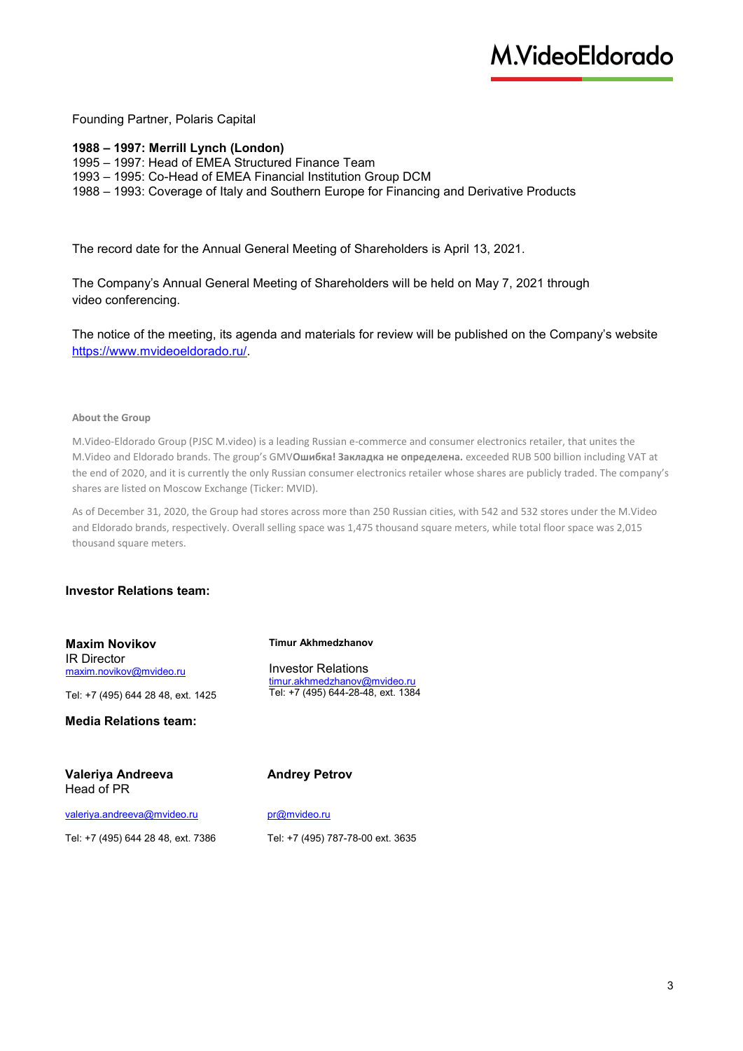Founding Partner, Polaris Capital

**1988 – 1997: Merrill Lynch (London)**
1995 – 1997: Head of EMEA Structured Finance Team
1993 – 1995: Co-Head of EMEA Financial Institution Group DCM
1988 – 1993: Coverage of Italy and Southern Europe for Financing and Derivative Products

The record date for the Annual General Meeting of Shareholders is April 13, 2021.

The Company's Annual General Meeting of Shareholders will be held on May 7, 2021 through video conferencing.

The notice of the meeting, its agenda and materials for review will be published on the Company's website https://www.mvideoeldorado.ru/.

**About the Group**

M.Video-Eldorado Group (PJSC M.video) is a leading Russian e-commerce and consumer electronics retailer, that unites the M.Video and Eldorado brands. The group's GMV**Ошибка! Закладка не определена.** exceeded RUB 500 billion including VAT at the end of 2020, and it is currently the only Russian consumer electronics retailer whose shares are publicly traded. The company's shares are listed on Moscow Exchange (Ticker: MVID).

As of December 31, 2020, the Group had stores across more than 250 Russian cities, with 542 and 532 stores under the M.Video and Eldorado brands, respectively. Overall selling space was 1,475 thousand square meters, while total floor space was 2,015 thousand square meters.

**Investor Relations team:**

**Maxim Novikov**
IR Director
maxim.novikov@mvideo.ru
Tel: +7 (495) 644 28 48, ext. 1425

**Timur Akhmedzhanov**
Investor Relations
timur.akhmedzhanov@mvideo.ru
Tel: +7 (495) 644-28-48, ext. 1384

**Media Relations team:**

**Valeriya Andreeva**
Head of PR
valeriya.andreeva@mvideo.ru
Tel: +7 (495) 644 28 48, ext. 7386

**Andrey Petrov**
pr@mvideo.ru
Tel: +7 (495) 787-78-00 ext. 3635